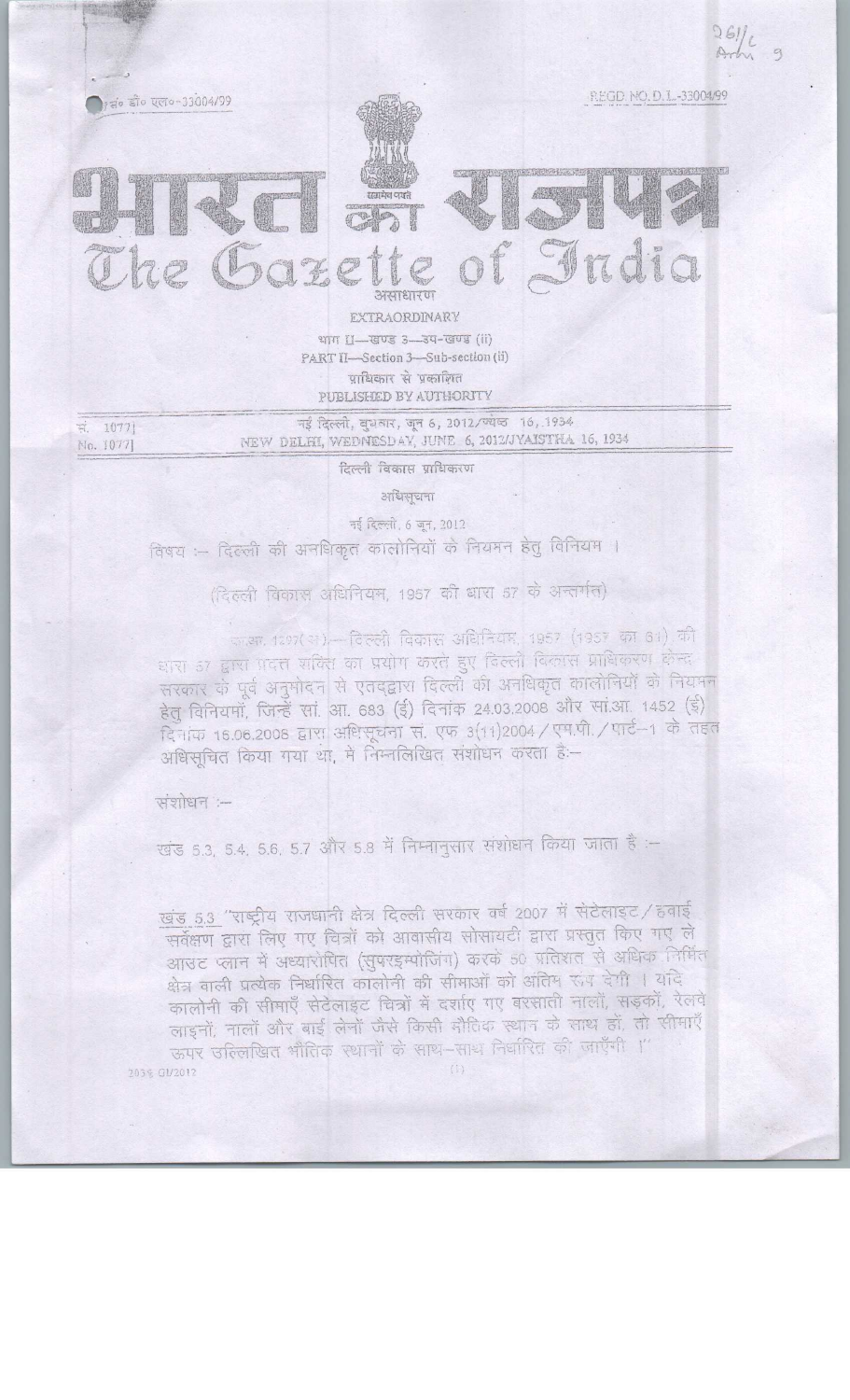रजि० सं० डी० एल०-33004/99 REGD. NO. D. L.-33004/99

# भारत का राजपत्र
# The Gazette of India

असाधारण

EXTRAORDINARY

भाग II—खण्ड 3—उप-खण्ड (ii)

PART II—Section 3—Sub-section (ii)

प्राधिकार से प्रकाशित

PUBLISHED BY AUTHORITY

सं. 1077] नई दिल्ली, बुधवार, जून 6, 2012/ज्येष्ठ 16, 1934

No. 1077] NEW DELHI, WEDNESDAY, JUNE 6, 2012/JYAISTHA 16, 1934

## दिल्ली विकास प्राधिकरण

### अधिसूचना

नई दिल्ली, 6 जून, 2012

विषय :— दिल्ली की अनधिकृत कालोनियों के नियमन हेतु विनियम ।

(दिल्ली विकास अधिनियम, 1957 की धारा 57 के अन्तर्गत)

का.आ. 1207(अ).—दिल्ली विकास अधिनियम, 1957 (1957 का 61) की धारा 57 द्वारा प्रदत्त शक्ति का प्रयोग करते हुए दिल्ली विकास प्राधिकरण केन्द्र सरकार के पूर्व अनुमोदन से एतद्द्वारा दिल्ली की अनधिकृत कालोनियों के नियमन हेतु विनियमों, जिन्हें सां. आ. 683 (ई) दिनांक 24.03.2008 और सां.आ. 1452 (ई) दिनांक 16.06.2008 द्वारा अधिसूचना सं. एफ 3(11)2004/एम.पी./पार्ट–1 के तहत अधिसूचित किया गया था, में निम्नलिखित संशोधन करता है:—

संशोधन :—

खंड 5.3, 5.4, 5.6, 5.7 और 5.8 में निम्नानुसार संशोधन किया जाता है :—

खंड 5.3 "राष्ट्रीय राजधानी क्षेत्र दिल्ली सरकार वर्ष 2007 में सेटेलाइट/हवाई सर्वेक्षण द्वारा लिए गए चित्रों को आवासीय सोसायटी द्वारा प्रस्तुत किए गए ले आउट प्लान में अध्यारोपित (सुपरइम्पोजिंग) करके 50 प्रतिशत से अधिक निर्मित क्षेत्र वाली प्रत्येक निर्धारित कालोनी की सीमाओं को अंतिम रूप देगी । यदि कालोनी की सीमाएँ सेटेलाइट चित्रों में दर्शाए गए बरसाती नालों, सड़कों, रेलवे लाइनों, नालों और बाई लेनों जैसे किसी भौतिक स्थान के साथ हों, तो सीमाएँ ऊपर उल्लिखित भौतिक स्थानों के साथ-साथ निर्धारित की जाएँगी ।"

2036 GI/2012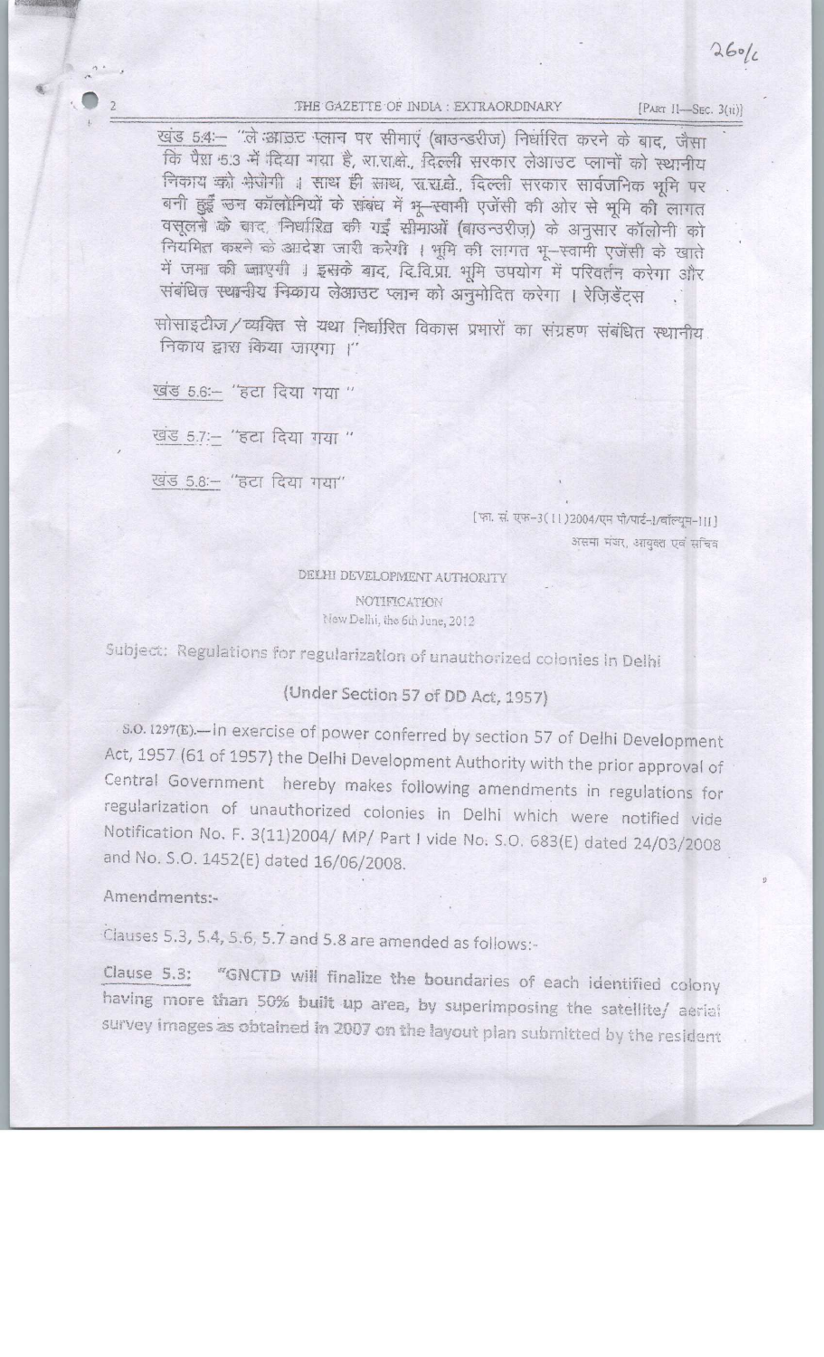खंड 5.4:– "ले आउट प्लान पर सीमाएं (बाउन्डरीज) निर्धारित करने के बाद, जैसा कि पैरा 5.3 में दिया गया है, रा.रा.क्षे., दिल्ली सरकार लेआउट प्लानों को स्थानीय निकाय को भेजेगी । साथ ही साथ, रा.रा.क्षे., दिल्ली सरकार सार्वजनिक भूमि पर बनी हुई उन कॉलोनियों के संबंध में भू–स्वामी एजेंसी की ओर से भूमि की लागत वसूलने के बाद, निर्धारित की गई सीमाओं (बाउन्डरीज़) के अनुसार कॉलोनी को नियमित करने के आदेश जारी करेगी । भूमि की लागत भू–स्वामी एजेंसी के खाते में जमा की जाएगी । इसके बाद, दि.वि.प्रा. भूमि उपयोग में परिवर्तन करेगा और संबंधित स्थानीय निकाय लेआउट प्लान को अनुमोदित करेगा । रेज़िडेंट्स सोसाइटीज/व्यक्ति से यथा निर्धारित विकास प्रभारों का संग्रहण संबंधित स्थानीय निकाय द्वारा किया जाएगा ।"

खंड 5.6:– "हटा दिया गया"

खंड 5.7:– "हटा दिया गया"

खंड 5.8:– "हटा दिया गया"

[फा. सं. एफ–3(11)2004/एम पी/पार्ट–I/वॉल्यूम–III]

असमा मंजर, आयुक्त एवं सचिव

DELHI DEVELOPMENT AUTHORITY

NOTIFICATION

New Delhi, the 6th June, 2012

Subject: Regulations for regularization of unauthorized colonies in Delhi

(Under Section 57 of DD Act, 1957)

S.O. 1297(E).—In exercise of power conferred by section 57 of Delhi Development Act, 1957 (61 of 1957) the Delhi Development Authority with the prior approval of Central Government hereby makes following amendments in regulations for regularization of unauthorized colonies in Delhi which were notified vide Notification No. F. 3(11)2004/ MP/ Part I vide No. S.O. 683(E) dated 24/03/2008 and No. S.O. 1452(E) dated 16/06/2008.

Amendments:-

Clauses 5.3, 5.4, 5.6, 5.7 and 5.8 are amended as follows:-

Clause 5.3: "GNCTD will finalize the boundaries of each identified colony having more than 50% built up area, by superimposing the satellite/ aerial survey images as obtained in 2007 on the layout plan submitted by the resident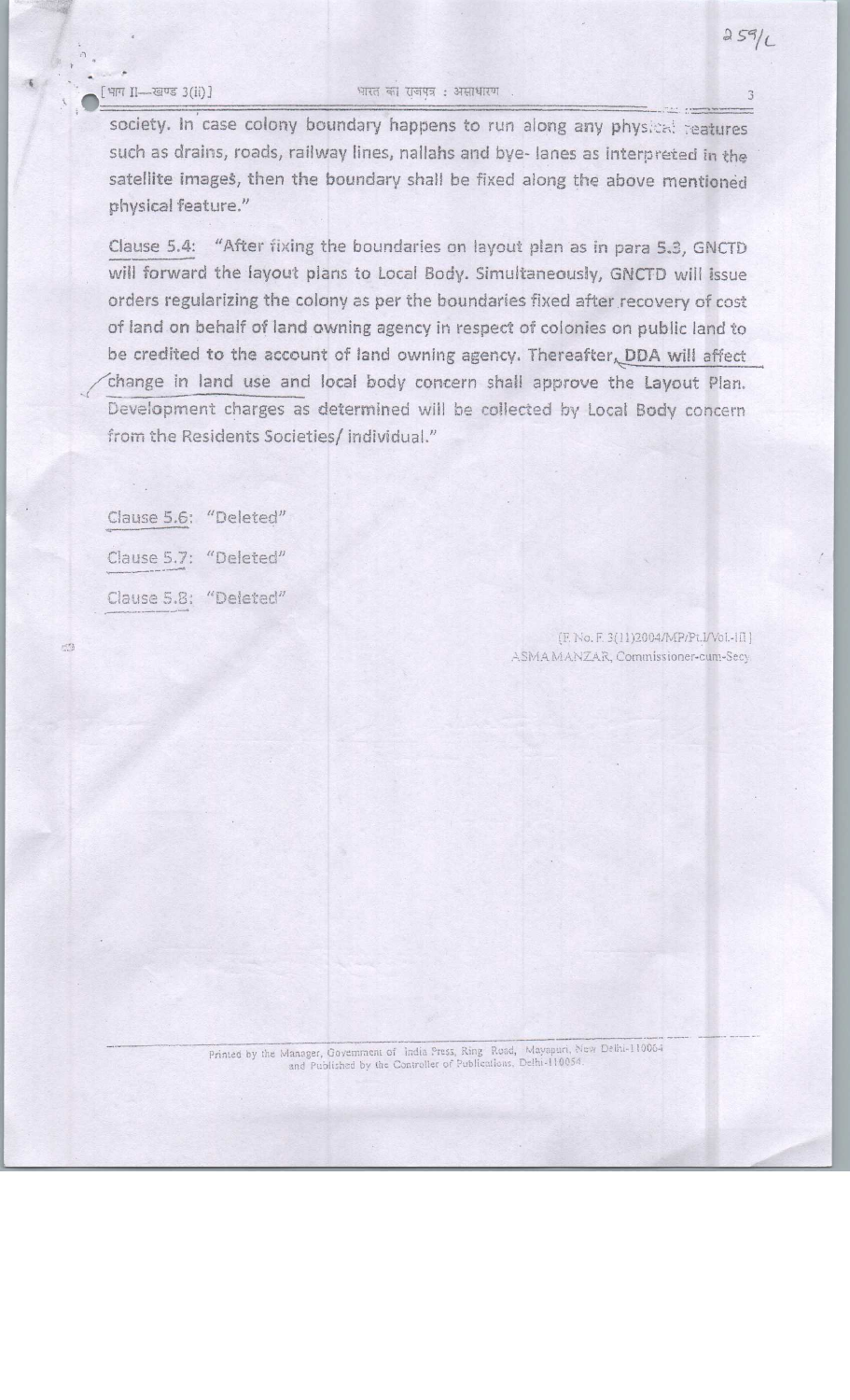society. In case colony boundary happens to run along any physical features such as drains, roads, railway lines, nallahs and bye- lanes as interpreted in the satellite images, then the boundary shall be fixed along the above mentioned physical feature."

Clause 5.4: "After fixing the boundaries on layout plan as in para 5.3, GNCTD will forward the layout plans to Local Body. Simultaneously, GNCTD will issue orders regularizing the colony as per the boundaries fixed after recovery of cost of land on behalf of land owning agency in respect of colonies on public land to be credited to the account of land owning agency. Thereafter, DDA will affect change in land use and local body concern shall approve the Layout Plan. Development charges as determined will be collected by Local Body concern from the Residents Societies/ individual."

Clause 5.6: "Deleted"

Clause 5.7: "Deleted"

Clause 5.8: "Deleted"

[F. No. F. 3(11)2004/MP/Pt.I/Vol.-III]

ASMA MANZAR, Commissioner-cum-Secy.

Printed by the Manager, Government of India Press, Ring Road, Mayapuri, New Delhi-110064 and Published by the Controller of Publications, Delhi-110054.